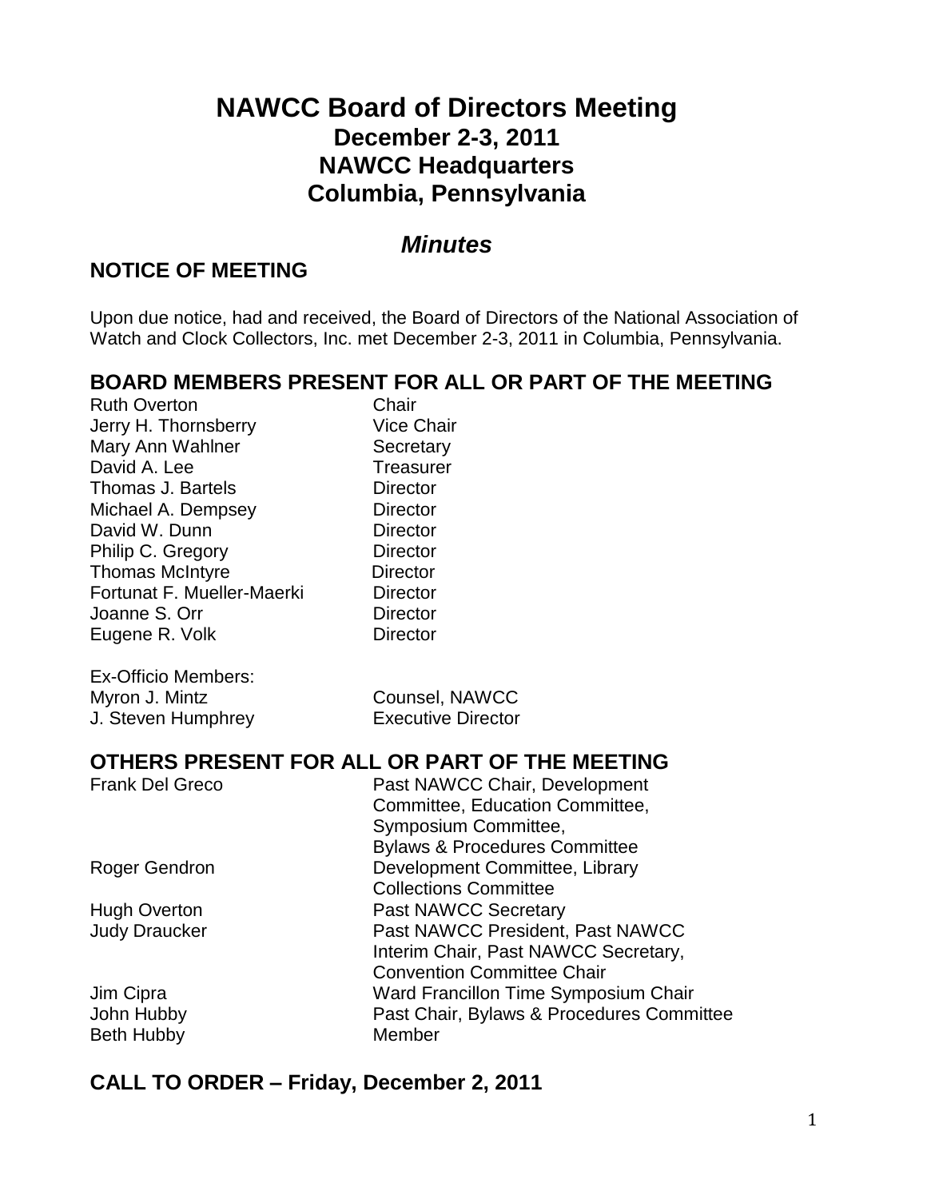# NAWCC Board of Directors Meeting
## December 2-3, 2011
## NAWCC Headquarters
## Columbia, Pennsylvania

## *Minutes*

## NOTICE OF MEETING

Upon due notice, had and received, the Board of Directors of the National Association of Watch and Clock Collectors, Inc. met December 2-3, 2011 in Columbia, Pennsylvania.

## BOARD MEMBERS PRESENT FOR ALL OR PART OF THE MEETING

| | |
|---|---|
| Ruth Overton | Chair |
| Jerry H. Thornsberry | Vice Chair |
| Mary Ann Wahlner | Secretary |
| David A. Lee | Treasurer |
| Thomas J. Bartels | Director |
| Michael A. Dempsey | Director |
| David W. Dunn | Director |
| Philip C. Gregory | Director |
| Thomas McIntyre | Director |
| Fortunat F. Mueller-Maerki | Director |
| Joanne S. Orr | Director |
| Eugene R. Volk | Director |

Ex-Officio Members:

| | |
|---|---|
| Myron J. Mintz | Counsel, NAWCC |
| J. Steven Humphrey | Executive Director |

## OTHERS PRESENT FOR ALL OR PART OF THE MEETING

| | |
|---|---|
| Frank Del Greco | Past NAWCC Chair, Development Committee, Education Committee, Symposium Committee, Bylaws & Procedures Committee |
| Roger Gendron | Development Committee, Library Collections Committee |
| Hugh Overton | Past NAWCC Secretary |
| Judy Draucker | Past NAWCC President, Past NAWCC Interim Chair, Past NAWCC Secretary, Convention Committee Chair |
| Jim Cipra | Ward Francillon Time Symposium Chair |
| John Hubby | Past Chair, Bylaws & Procedures Committee |
| Beth Hubby | Member |

## CALL TO ORDER – Friday, December 2, 2011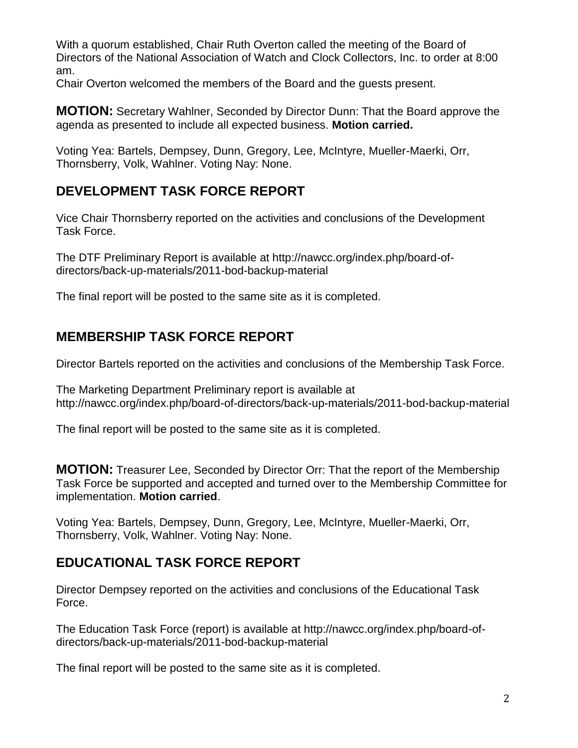With a quorum established, Chair Ruth Overton called the meeting of the Board of Directors of the National Association of Watch and Clock Collectors, Inc. to order at 8:00 am.

Chair Overton welcomed the members of the Board and the guests present.

**MOTION:** Secretary Wahlner, Seconded by Director Dunn: That the Board approve the agenda as presented to include all expected business. **Motion carried.**

Voting Yea: Bartels, Dempsey, Dunn, Gregory, Lee, McIntyre, Mueller-Maerki, Orr, Thornsberry, Volk, Wahlner. Voting Nay: None.

## DEVELOPMENT TASK FORCE REPORT

Vice Chair Thornsberry reported on the activities and conclusions of the Development Task Force.

The DTF Preliminary Report is available at http://nawcc.org/index.php/board-of-directors/back-up-materials/2011-bod-backup-material

The final report will be posted to the same site as it is completed.

## MEMBERSHIP TASK FORCE REPORT

Director Bartels reported on the activities and conclusions of the Membership Task Force.

The Marketing Department Preliminary report is available at http://nawcc.org/index.php/board-of-directors/back-up-materials/2011-bod-backup-material

The final report will be posted to the same site as it is completed.

**MOTION:** Treasurer Lee, Seconded by Director Orr: That the report of the Membership Task Force be supported and accepted and turned over to the Membership Committee for implementation. **Motion carried**.

Voting Yea: Bartels, Dempsey, Dunn, Gregory, Lee, McIntyre, Mueller-Maerki, Orr, Thornsberry, Volk, Wahlner. Voting Nay: None.

## EDUCATIONAL TASK FORCE REPORT

Director Dempsey reported on the activities and conclusions of the Educational Task Force.

The Education Task Force (report) is available at http://nawcc.org/index.php/board-of-directors/back-up-materials/2011-bod-backup-material

The final report will be posted to the same site as it is completed.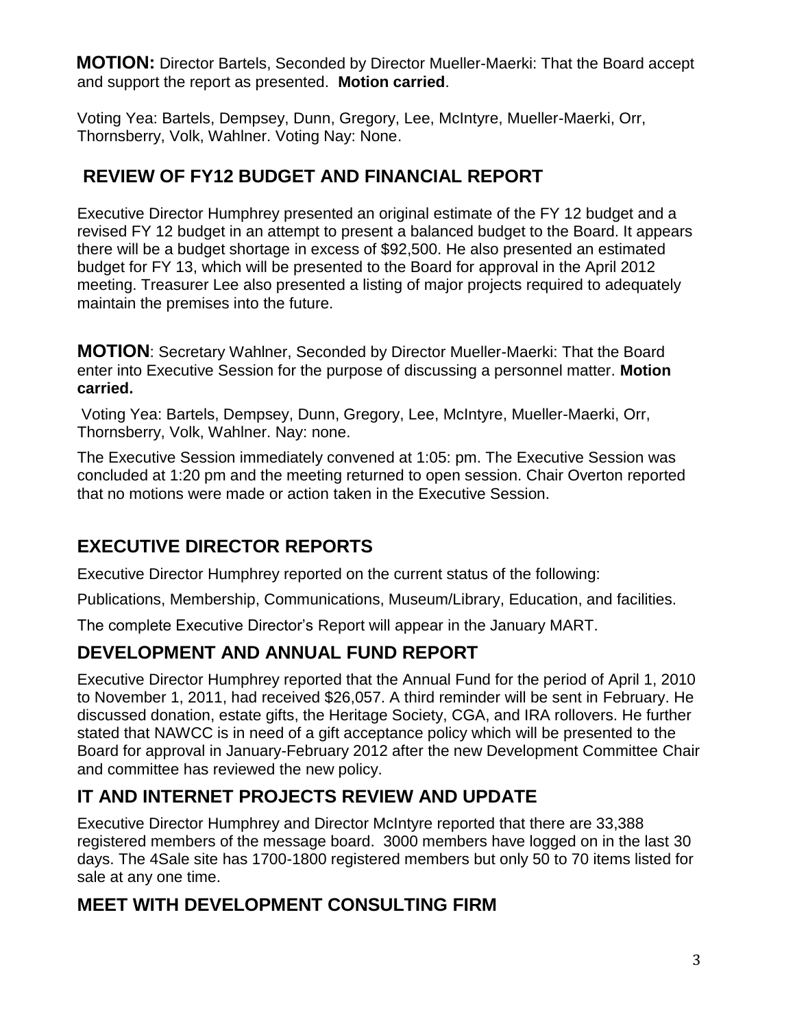**MOTION:** Director Bartels, Seconded by Director Mueller-Maerki: That the Board accept and support the report as presented. **Motion carried**.

Voting Yea: Bartels, Dempsey, Dunn, Gregory, Lee, McIntyre, Mueller-Maerki, Orr, Thornsberry, Volk, Wahlner. Voting Nay: None.

## REVIEW OF FY12 BUDGET AND FINANCIAL REPORT

Executive Director Humphrey presented an original estimate of the FY 12 budget and a revised FY 12 budget in an attempt to present a balanced budget to the Board. It appears there will be a budget shortage in excess of $92,500. He also presented an estimated budget for FY 13, which will be presented to the Board for approval in the April 2012 meeting. Treasurer Lee also presented a listing of major projects required to adequately maintain the premises into the future.

**MOTION**: Secretary Wahlner, Seconded by Director Mueller-Maerki: That the Board enter into Executive Session for the purpose of discussing a personnel matter. **Motion carried.**

Voting Yea: Bartels, Dempsey, Dunn, Gregory, Lee, McIntyre, Mueller-Maerki, Orr, Thornsberry, Volk, Wahlner. Nay: none.

The Executive Session immediately convened at 1:05: pm. The Executive Session was concluded at 1:20 pm and the meeting returned to open session. Chair Overton reported that no motions were made or action taken in the Executive Session.

## EXECUTIVE DIRECTOR REPORTS

Executive Director Humphrey reported on the current status of the following:

Publications, Membership, Communications, Museum/Library, Education, and facilities.

The complete Executive Director's Report will appear in the January MART.

## DEVELOPMENT AND ANNUAL FUND REPORT

Executive Director Humphrey reported that the Annual Fund for the period of April 1, 2010 to November 1, 2011, had received $26,057. A third reminder will be sent in February. He discussed donation, estate gifts, the Heritage Society, CGA, and IRA rollovers. He further stated that NAWCC is in need of a gift acceptance policy which will be presented to the Board for approval in January-February 2012 after the new Development Committee Chair and committee has reviewed the new policy.

## IT AND INTERNET PROJECTS REVIEW AND UPDATE

Executive Director Humphrey and Director McIntyre reported that there are 33,388 registered members of the message board. 3000 members have logged on in the last 30 days. The 4Sale site has 1700-1800 registered members but only 50 to 70 items listed for sale at any one time.

## MEET WITH DEVELOPMENT CONSULTING FIRM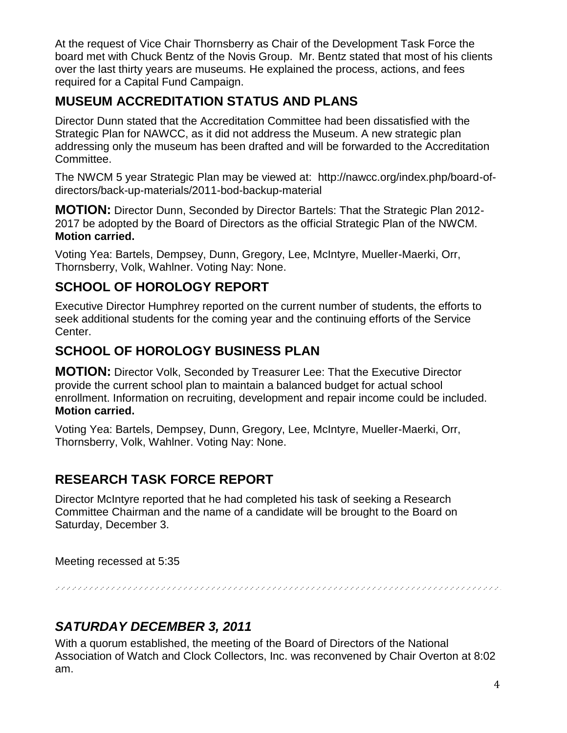At the request of Vice Chair Thornsberry as Chair of the Development Task Force the board met with Chuck Bentz of the Novis Group. Mr. Bentz stated that most of his clients over the last thirty years are museums. He explained the process, actions, and fees required for a Capital Fund Campaign.

## MUSEUM ACCREDITATION STATUS AND PLANS

Director Dunn stated that the Accreditation Committee had been dissatisfied with the Strategic Plan for NAWCC, as it did not address the Museum. A new strategic plan addressing only the museum has been drafted and will be forwarded to the Accreditation Committee.

The NWCM 5 year Strategic Plan may be viewed at: http://nawcc.org/index.php/board-of-directors/back-up-materials/2011-bod-backup-material

**MOTION:** Director Dunn, Seconded by Director Bartels: That the Strategic Plan 2012-2017 be adopted by the Board of Directors as the official Strategic Plan of the NWCM. **Motion carried.**

Voting Yea: Bartels, Dempsey, Dunn, Gregory, Lee, McIntyre, Mueller-Maerki, Orr, Thornsberry, Volk, Wahlner. Voting Nay: None.

## SCHOOL OF HOROLOGY REPORT

Executive Director Humphrey reported on the current number of students, the efforts to seek additional students for the coming year and the continuing efforts of the Service Center.

## SCHOOL OF HOROLOGY BUSINESS PLAN

**MOTION:** Director Volk, Seconded by Treasurer Lee: That the Executive Director provide the current school plan to maintain a balanced budget for actual school enrollment. Information on recruiting, development and repair income could be included. **Motion carried.**

Voting Yea: Bartels, Dempsey, Dunn, Gregory, Lee, McIntyre, Mueller-Maerki, Orr, Thornsberry, Volk, Wahlner. Voting Nay: None.

## RESEARCH TASK FORCE REPORT

Director McIntyre reported that he had completed his task of seeking a Research Committee Chairman and the name of a candidate will be brought to the Board on Saturday, December 3.

Meeting recessed at 5:35

---

## *SATURDAY DECEMBER 3, 2011*

With a quorum established, the meeting of the Board of Directors of the National Association of Watch and Clock Collectors, Inc. was reconvened by Chair Overton at 8:02 am.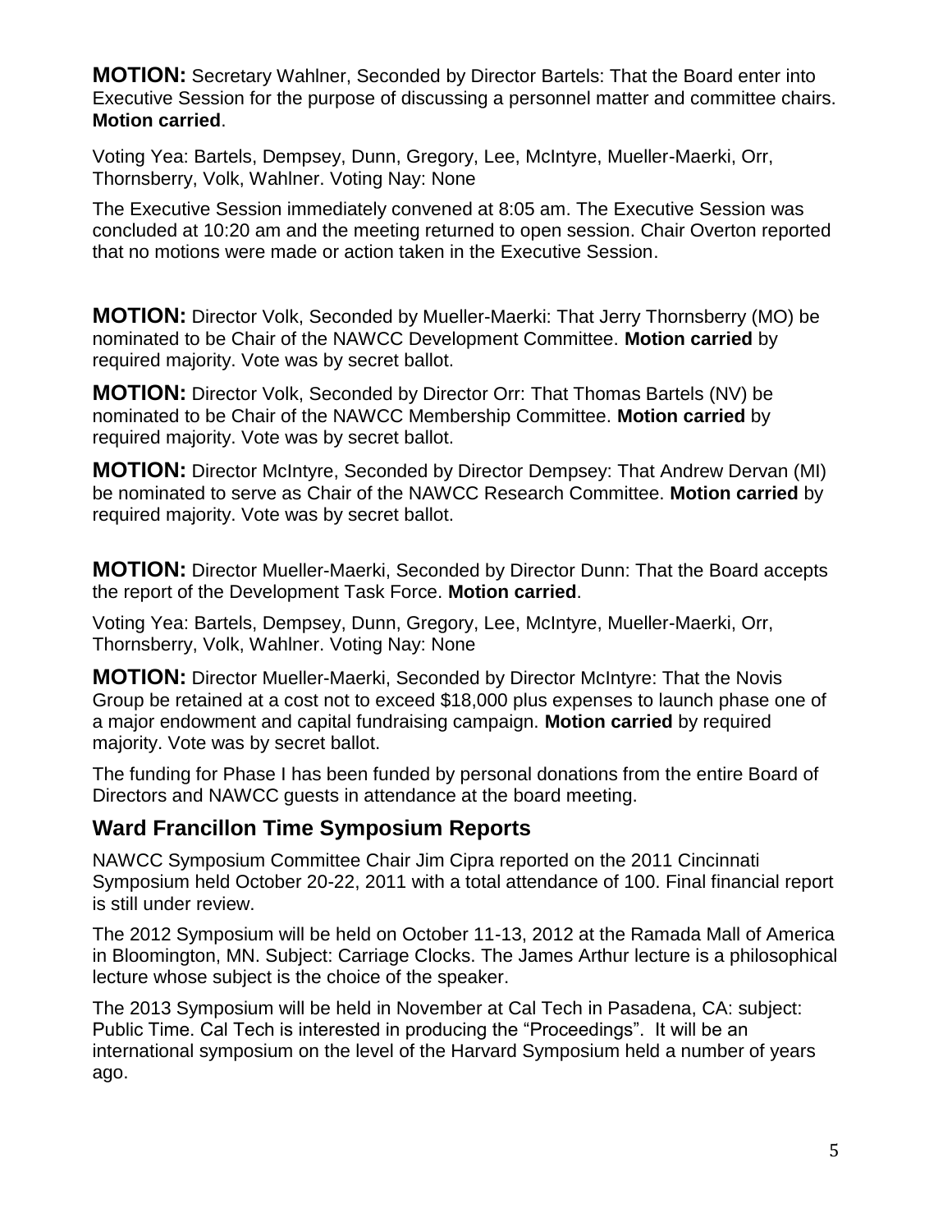**MOTION:** Secretary Wahlner, Seconded by Director Bartels: That the Board enter into Executive Session for the purpose of discussing a personnel matter and committee chairs. **Motion carried**.

Voting Yea: Bartels, Dempsey, Dunn, Gregory, Lee, McIntyre, Mueller-Maerki, Orr, Thornsberry, Volk, Wahlner. Voting Nay: None

The Executive Session immediately convened at 8:05 am. The Executive Session was concluded at 10:20 am and the meeting returned to open session. Chair Overton reported that no motions were made or action taken in the Executive Session.

**MOTION:** Director Volk, Seconded by Mueller-Maerki: That Jerry Thornsberry (MO) be nominated to be Chair of the NAWCC Development Committee. **Motion carried** by required majority. Vote was by secret ballot.

**MOTION:** Director Volk, Seconded by Director Orr: That Thomas Bartels (NV) be nominated to be Chair of the NAWCC Membership Committee. **Motion carried** by required majority. Vote was by secret ballot.

**MOTION:** Director McIntyre, Seconded by Director Dempsey: That Andrew Dervan (MI) be nominated to serve as Chair of the NAWCC Research Committee. **Motion carried** by required majority. Vote was by secret ballot.

**MOTION:** Director Mueller-Maerki, Seconded by Director Dunn: That the Board accepts the report of the Development Task Force. **Motion carried**.

Voting Yea: Bartels, Dempsey, Dunn, Gregory, Lee, McIntyre, Mueller-Maerki, Orr, Thornsberry, Volk, Wahlner. Voting Nay: None

**MOTION:** Director Mueller-Maerki, Seconded by Director McIntyre: That the Novis Group be retained at a cost not to exceed $18,000 plus expenses to launch phase one of a major endowment and capital fundraising campaign. **Motion carried** by required majority. Vote was by secret ballot.

The funding for Phase I has been funded by personal donations from the entire Board of Directors and NAWCC guests in attendance at the board meeting.

## Ward Francillon Time Symposium Reports

NAWCC Symposium Committee Chair Jim Cipra reported on the 2011 Cincinnati Symposium held October 20-22, 2011 with a total attendance of 100. Final financial report is still under review.

The 2012 Symposium will be held on October 11-13, 2012 at the Ramada Mall of America in Bloomington, MN. Subject: Carriage Clocks. The James Arthur lecture is a philosophical lecture whose subject is the choice of the speaker.

The 2013 Symposium will be held in November at Cal Tech in Pasadena, CA: subject: Public Time. Cal Tech is interested in producing the "Proceedings". It will be an international symposium on the level of the Harvard Symposium held a number of years ago.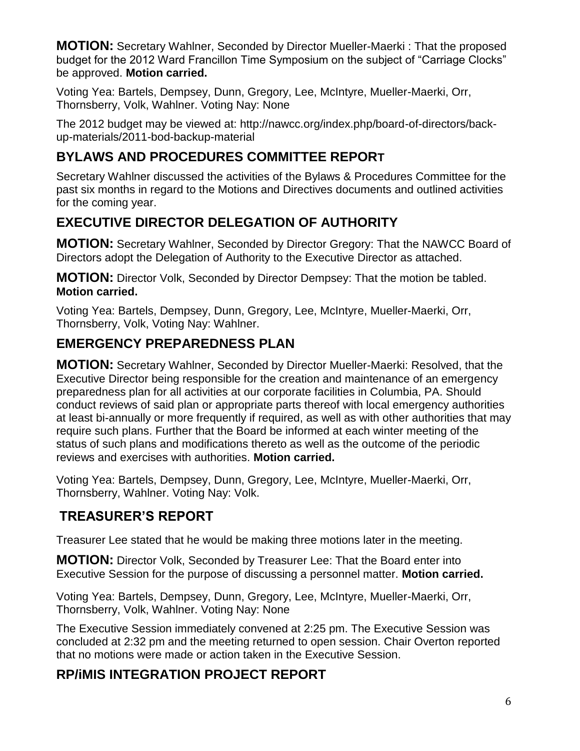**MOTION:** Secretary Wahlner, Seconded by Director Mueller-Maerki : That the proposed budget for the 2012 Ward Francillon Time Symposium on the subject of "Carriage Clocks" be approved. **Motion carried.**

Voting Yea: Bartels, Dempsey, Dunn, Gregory, Lee, McIntyre, Mueller-Maerki, Orr, Thornsberry, Volk, Wahlner. Voting Nay: None

The 2012 budget may be viewed at: http://nawcc.org/index.php/board-of-directors/back-up-materials/2011-bod-backup-material

## BYLAWS AND PROCEDURES COMMITTEE REPORT

Secretary Wahlner discussed the activities of the Bylaws & Procedures Committee for the past six months in regard to the Motions and Directives documents and outlined activities for the coming year.

## EXECUTIVE DIRECTOR DELEGATION OF AUTHORITY

**MOTION:** Secretary Wahlner, Seconded by Director Gregory: That the NAWCC Board of Directors adopt the Delegation of Authority to the Executive Director as attached.

**MOTION:** Director Volk, Seconded by Director Dempsey: That the motion be tabled. **Motion carried.**

Voting Yea: Bartels, Dempsey, Dunn, Gregory, Lee, McIntyre, Mueller-Maerki, Orr, Thornsberry, Volk, Voting Nay: Wahlner.

## EMERGENCY PREPAREDNESS PLAN

**MOTION:** Secretary Wahlner, Seconded by Director Mueller-Maerki: Resolved, that the Executive Director being responsible for the creation and maintenance of an emergency preparedness plan for all activities at our corporate facilities in Columbia, PA. Should conduct reviews of said plan or appropriate parts thereof with local emergency authorities at least bi-annually or more frequently if required, as well as with other authorities that may require such plans. Further that the Board be informed at each winter meeting of the status of such plans and modifications thereto as well as the outcome of the periodic reviews and exercises with authorities. **Motion carried.**

Voting Yea: Bartels, Dempsey, Dunn, Gregory, Lee, McIntyre, Mueller-Maerki, Orr, Thornsberry, Wahlner. Voting Nay: Volk.

## TREASURER'S REPORT

Treasurer Lee stated that he would be making three motions later in the meeting.

**MOTION:** Director Volk, Seconded by Treasurer Lee: That the Board enter into Executive Session for the purpose of discussing a personnel matter. **Motion carried.**

Voting Yea: Bartels, Dempsey, Dunn, Gregory, Lee, McIntyre, Mueller-Maerki, Orr, Thornsberry, Volk, Wahlner. Voting Nay: None

The Executive Session immediately convened at 2:25 pm. The Executive Session was concluded at 2:32 pm and the meeting returned to open session. Chair Overton reported that no motions were made or action taken in the Executive Session.

## RP/iMIS INTEGRATION PROJECT REPORT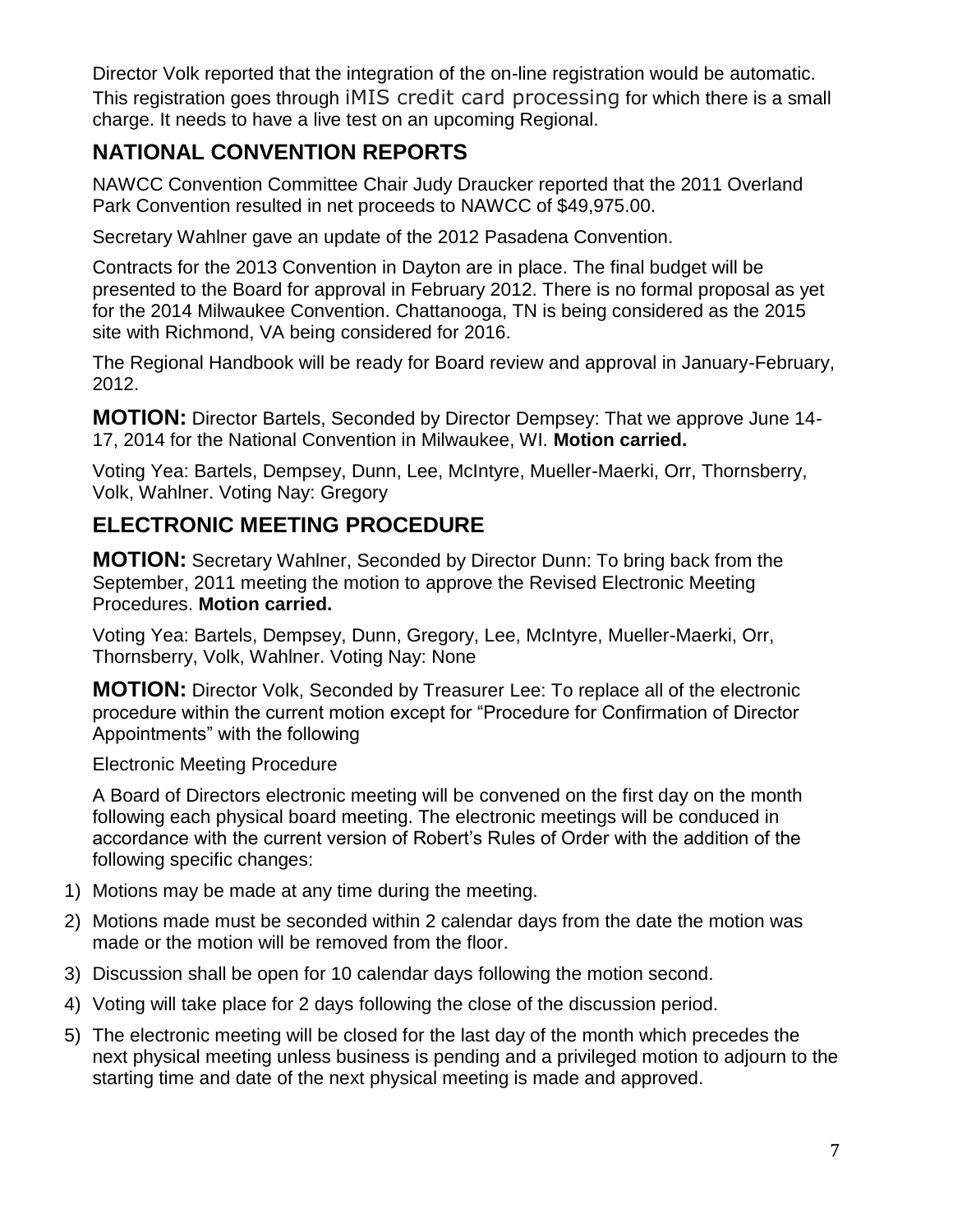Director Volk reported that the integration of the on-line registration would be automatic. This registration goes through iMIS credit card processing for which there is a small charge. It needs to have a live test on an upcoming Regional.

## NATIONAL CONVENTION REPORTS

NAWCC Convention Committee Chair Judy Draucker reported that the 2011 Overland Park Convention resulted in net proceeds to NAWCC of $49,975.00.

Secretary Wahlner gave an update of the 2012 Pasadena Convention.

Contracts for the 2013 Convention in Dayton are in place. The final budget will be presented to the Board for approval in February 2012. There is no formal proposal as yet for the 2014 Milwaukee Convention. Chattanooga, TN is being considered as the 2015 site with Richmond, VA being considered for 2016.

The Regional Handbook will be ready for Board review and approval in January-February, 2012.

**MOTION:** Director Bartels, Seconded by Director Dempsey: That we approve June 14-17, 2014 for the National Convention in Milwaukee, WI. **Motion carried.**

Voting Yea: Bartels, Dempsey, Dunn, Lee, McIntyre, Mueller-Maerki, Orr, Thornsberry, Volk, Wahlner. Voting Nay: Gregory

## ELECTRONIC MEETING PROCEDURE

**MOTION:** Secretary Wahlner, Seconded by Director Dunn: To bring back from the September, 2011 meeting the motion to approve the Revised Electronic Meeting Procedures. **Motion carried.**

Voting Yea: Bartels, Dempsey, Dunn, Gregory, Lee, McIntyre, Mueller-Maerki, Orr, Thornsberry, Volk, Wahlner. Voting Nay: None

**MOTION:** Director Volk, Seconded by Treasurer Lee: To replace all of the electronic procedure within the current motion except for "Procedure for Confirmation of Director Appointments" with the following

Electronic Meeting Procedure

A Board of Directors electronic meeting will be convened on the first day on the month following each physical board meeting. The electronic meetings will be conduced in accordance with the current version of Robert's Rules of Order with the addition of the following specific changes:

1) Motions may be made at any time during the meeting.
2) Motions made must be seconded within 2 calendar days from the date the motion was made or the motion will be removed from the floor.
3) Discussion shall be open for 10 calendar days following the motion second.
4) Voting will take place for 2 days following the close of the discussion period.
5) The electronic meeting will be closed for the last day of the month which precedes the next physical meeting unless business is pending and a privileged motion to adjourn to the starting time and date of the next physical meeting is made and approved.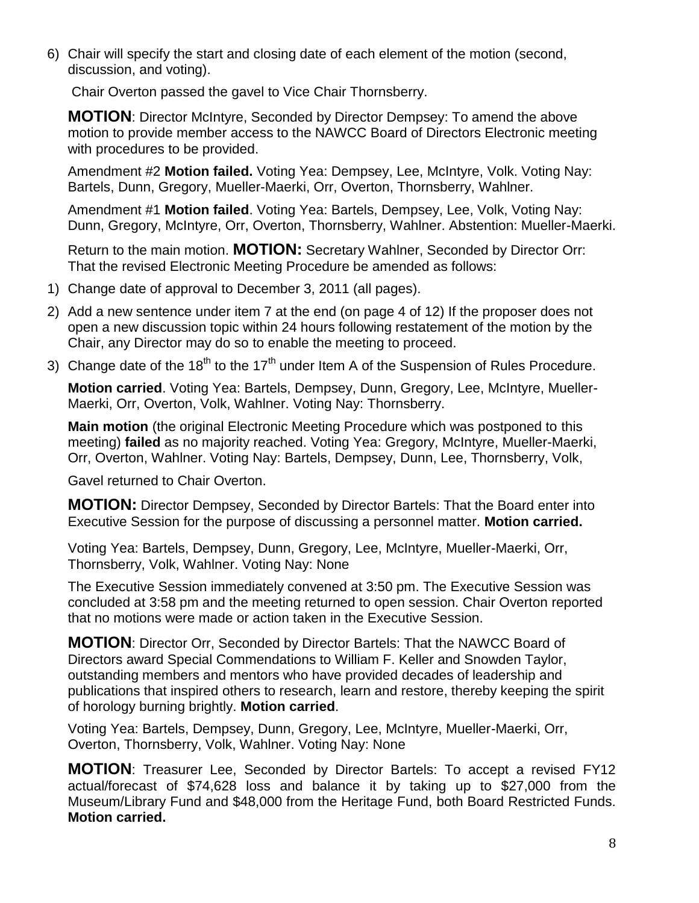6) Chair will specify the start and closing date of each element of the motion (second, discussion, and voting).

Chair Overton passed the gavel to Vice Chair Thornsberry.

**MOTION**: Director McIntyre, Seconded by Director Dempsey: To amend the above motion to provide member access to the NAWCC Board of Directors Electronic meeting with procedures to be provided.

Amendment #2 **Motion failed.** Voting Yea: Dempsey, Lee, McIntyre, Volk. Voting Nay: Bartels, Dunn, Gregory, Mueller-Maerki, Orr, Overton, Thornsberry, Wahlner.

Amendment #1 **Motion failed**. Voting Yea: Bartels, Dempsey, Lee, Volk, Voting Nay: Dunn, Gregory, McIntyre, Orr, Overton, Thornsberry, Wahlner. Abstention: Mueller-Maerki.

Return to the main motion. **MOTION:** Secretary Wahlner, Seconded by Director Orr: That the revised Electronic Meeting Procedure be amended as follows:

1) Change date of approval to December 3, 2011 (all pages).
2) Add a new sentence under item 7 at the end (on page 4 of 12) If the proposer does not open a new discussion topic within 24 hours following restatement of the motion by the Chair, any Director may do so to enable the meeting to proceed.
3) Change date of the 18th to the 17th under Item A of the Suspension of Rules Procedure.

**Motion carried**. Voting Yea: Bartels, Dempsey, Dunn, Gregory, Lee, McIntyre, Mueller-Maerki, Orr, Overton, Volk, Wahlner. Voting Nay: Thornsberry.

**Main motion** (the original Electronic Meeting Procedure which was postponed to this meeting) **failed** as no majority reached. Voting Yea: Gregory, McIntyre, Mueller-Maerki, Orr, Overton, Wahlner. Voting Nay: Bartels, Dempsey, Dunn, Lee, Thornsberry, Volk,

Gavel returned to Chair Overton.

**MOTION:** Director Dempsey, Seconded by Director Bartels: That the Board enter into Executive Session for the purpose of discussing a personnel matter. **Motion carried.**

Voting Yea: Bartels, Dempsey, Dunn, Gregory, Lee, McIntyre, Mueller-Maerki, Orr, Thornsberry, Volk, Wahlner. Voting Nay: None

The Executive Session immediately convened at 3:50 pm. The Executive Session was concluded at 3:58 pm and the meeting returned to open session. Chair Overton reported that no motions were made or action taken in the Executive Session.

**MOTION**: Director Orr, Seconded by Director Bartels: That the NAWCC Board of Directors award Special Commendations to William F. Keller and Snowden Taylor, outstanding members and mentors who have provided decades of leadership and publications that inspired others to research, learn and restore, thereby keeping the spirit of horology burning brightly. **Motion carried**.

Voting Yea: Bartels, Dempsey, Dunn, Gregory, Lee, McIntyre, Mueller-Maerki, Orr, Overton, Thornsberry, Volk, Wahlner. Voting Nay: None

**MOTION**: Treasurer Lee, Seconded by Director Bartels: To accept a revised FY12 actual/forecast of $74,628 loss and balance it by taking up to $27,000 from the Museum/Library Fund and $48,000 from the Heritage Fund, both Board Restricted Funds. **Motion carried.**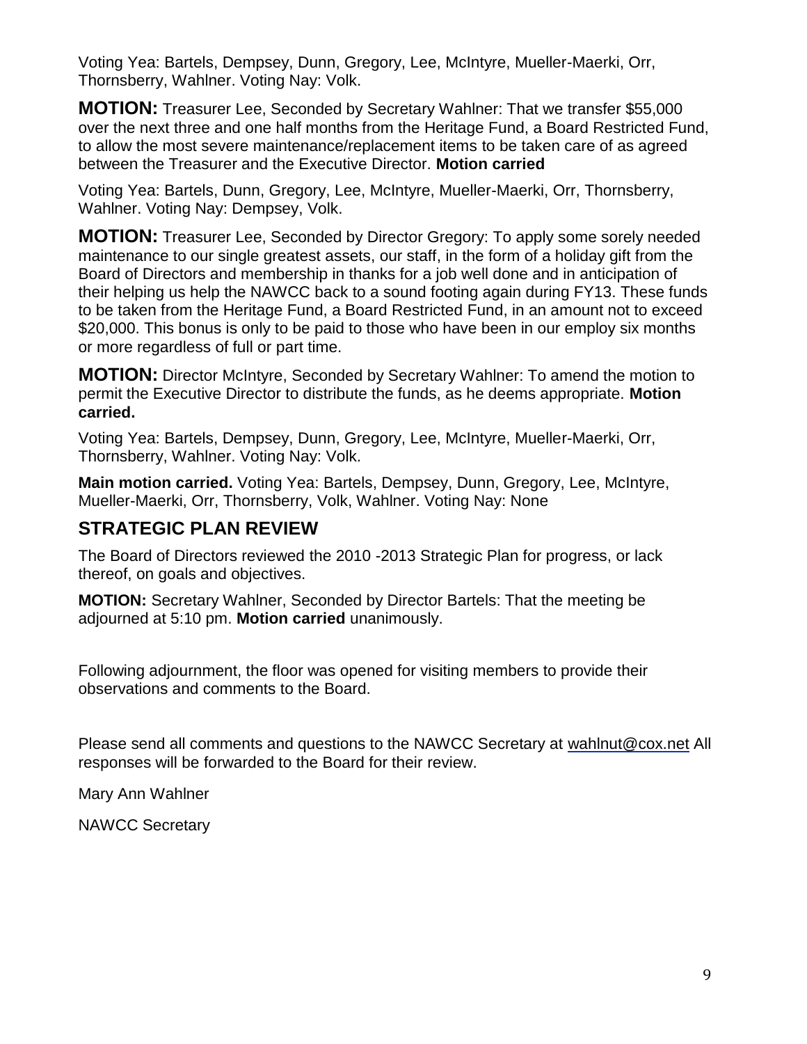Voting Yea: Bartels, Dempsey, Dunn, Gregory, Lee, McIntyre, Mueller-Maerki, Orr, Thornsberry, Wahlner. Voting Nay: Volk.

**MOTION:** Treasurer Lee, Seconded by Secretary Wahlner: That we transfer $55,000 over the next three and one half months from the Heritage Fund, a Board Restricted Fund, to allow the most severe maintenance/replacement items to be taken care of as agreed between the Treasurer and the Executive Director. **Motion carried**

Voting Yea: Bartels, Dunn, Gregory, Lee, McIntyre, Mueller-Maerki, Orr, Thornsberry, Wahlner. Voting Nay: Dempsey, Volk.

**MOTION:** Treasurer Lee, Seconded by Director Gregory: To apply some sorely needed maintenance to our single greatest assets, our staff, in the form of a holiday gift from the Board of Directors and membership in thanks for a job well done and in anticipation of their helping us help the NAWCC back to a sound footing again during FY13. These funds to be taken from the Heritage Fund, a Board Restricted Fund, in an amount not to exceed $20,000. This bonus is only to be paid to those who have been in our employ six months or more regardless of full or part time.

**MOTION:** Director McIntyre, Seconded by Secretary Wahlner: To amend the motion to permit the Executive Director to distribute the funds, as he deems appropriate. **Motion carried.**

Voting Yea: Bartels, Dempsey, Dunn, Gregory, Lee, McIntyre, Mueller-Maerki, Orr, Thornsberry, Wahlner. Voting Nay: Volk.

**Main motion carried.** Voting Yea: Bartels, Dempsey, Dunn, Gregory, Lee, McIntyre, Mueller-Maerki, Orr, Thornsberry, Volk, Wahlner. Voting Nay: None

## STRATEGIC PLAN REVIEW

The Board of Directors reviewed the 2010 -2013 Strategic Plan for progress, or lack thereof, on goals and objectives.

**MOTION:** Secretary Wahlner, Seconded by Director Bartels: That the meeting be adjourned at 5:10 pm. **Motion carried** unanimously.

Following adjournment, the floor was opened for visiting members to provide their observations and comments to the Board.

Please send all comments and questions to the NAWCC Secretary at wahlnut@cox.net All responses will be forwarded to the Board for their review.

Mary Ann Wahlner

NAWCC Secretary